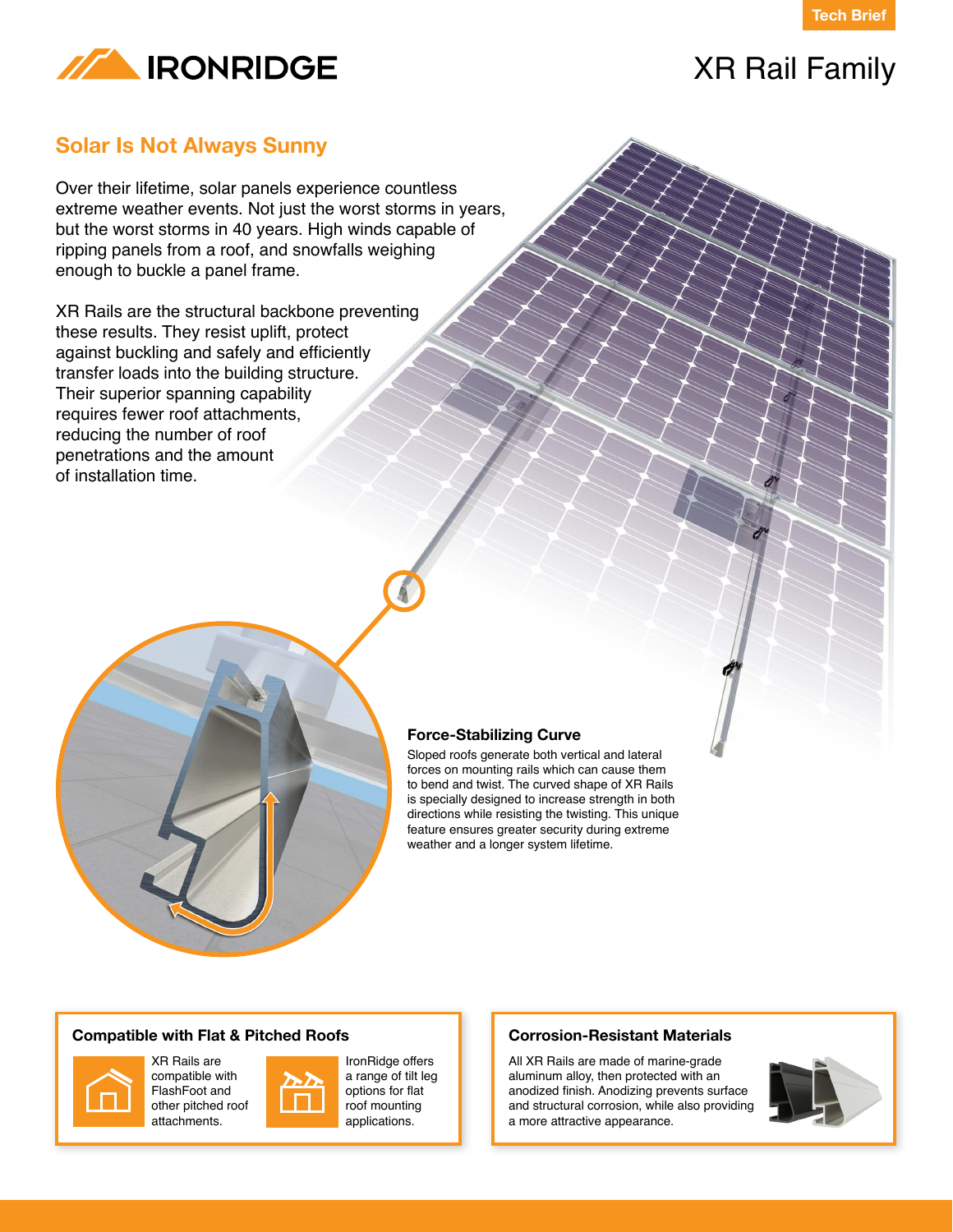Tech Brief

IRONRIDGE

# XR Rail Family

## Solar Is Not Always Sunny

Over their lifetime, solar panels experience countless extreme weather events. Not just the worst storms in years, but the worst storms in 40 years. High winds capable of ripping panels from a roof, and snowfalls weighing enough to buckle a panel frame.

XR Rails are the structural backbone preventing these results. They resist uplift, protect against buckling and safely and efficiently transfer loads into the building structure. Their superior spanning capability requires fewer roof attachments, reducing the number of roof penetrations and the amount of installation time.

### Force-Stabilizing Curve

Sloped roofs generate both vertical and lateral forces on mounting rails which can cause them to bend and twist. The curved shape of XR Rails is specially designed to increase strength in both directions while resisting the twisting. This unique feature ensures greater security during extreme weather and a longer system lifetime.

### Compatible with Flat & Pitched Roofs

XR Rails are compatible with FlashFoot and other pitched roof attachments.

IronRidge offers a range of tilt leg options for flat roof mounting applications.

### Corrosion-Resistant Materials

All XR Rails are made of marine-grade aluminum alloy, then protected with an anodized finish. Anodizing prevents surface and structural corrosion, while also providing a more attractive appearance.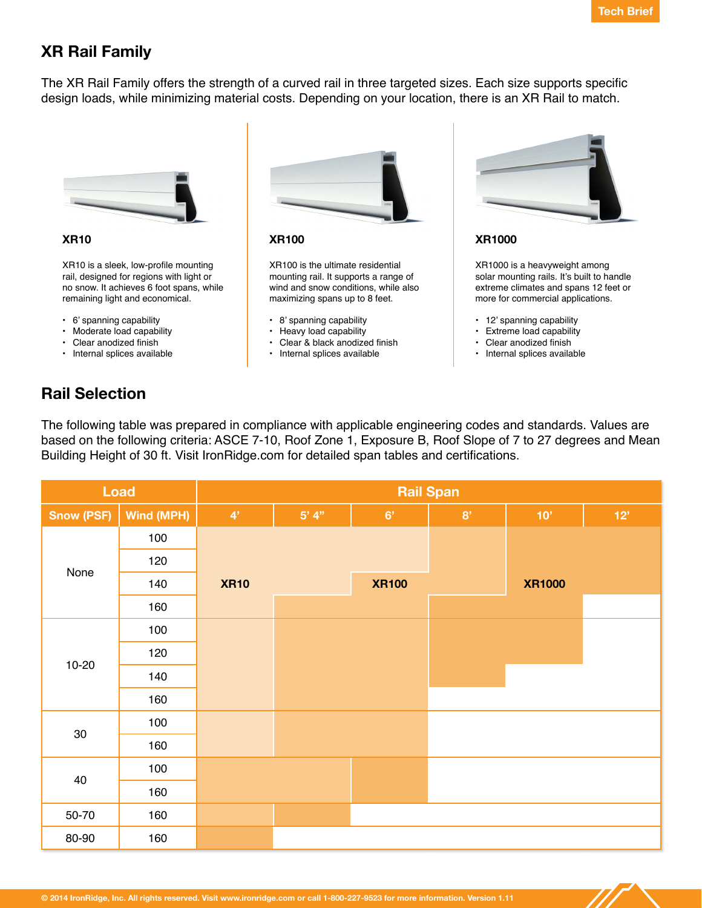## XR Rail Family

The XR Rail Family offers the strength of a curved rail in three targeted sizes. Each size supports specific design loads, while minimizing material costs. Depending on your location, there is an XR Rail to match.

### XR10

XR10 is a sleek, low-profile mounting rail, designed for regions with light or no snow. It achieves 6 foot spans, while remaining light and economical.

- 6' spanning capability
- Moderate load capability
- Clear anodized finish
- Internal splices available

### XR100

XR100 is the ultimate residential mounting rail. It supports a range of wind and snow conditions, while also maximizing spans up to 8 feet.

- 8' spanning capability
- Heavy load capability
- Clear & black anodized finish
- Internal splices available

### XR1000

XR1000 is a heavyweight among solar mounting rails. It's built to handle extreme climates and spans 12 feet or more for commercial applications.

- 12' spanning capability
- Extreme load capability
- Clear anodized finish
- Internal splices available

## Rail Selection

The following table was prepared in compliance with applicable engineering codes and standards. Values are based on the following criteria: ASCE 7-10, Roof Zone 1, Exposure B, Roof Slope of 7 to 27 degrees and Mean Building Height of 30 ft. Visit IronRidge.com for detailed span tables and certifications.

| Load | | Rail Span | | | | | |
|---|---|---|---|---|---|---|---|
| Snow (PSF) | Wind (MPH) | 4' | 5' 4" | 6' | 8' | 10' | 12' |
| None | 100 | | | | | | |
| | 120 | | | | | | |
| | 140 | XR10 | | XR100 | | XR1000 | |
| | 160 | | | | | | |
| 10-20 | 100 | | | | | | |
| | 120 | | | | | | |
| | 140 | | | | | | |
| | 160 | | | | | | |
| 30 | 100 | | | | | | |
| | 160 | | | | | | |
| 40 | 100 | | | | | | |
| | 160 | | | | | | |
| 50-70 | 160 | | | | | | |
| 80-90 | 160 | | | | | | |